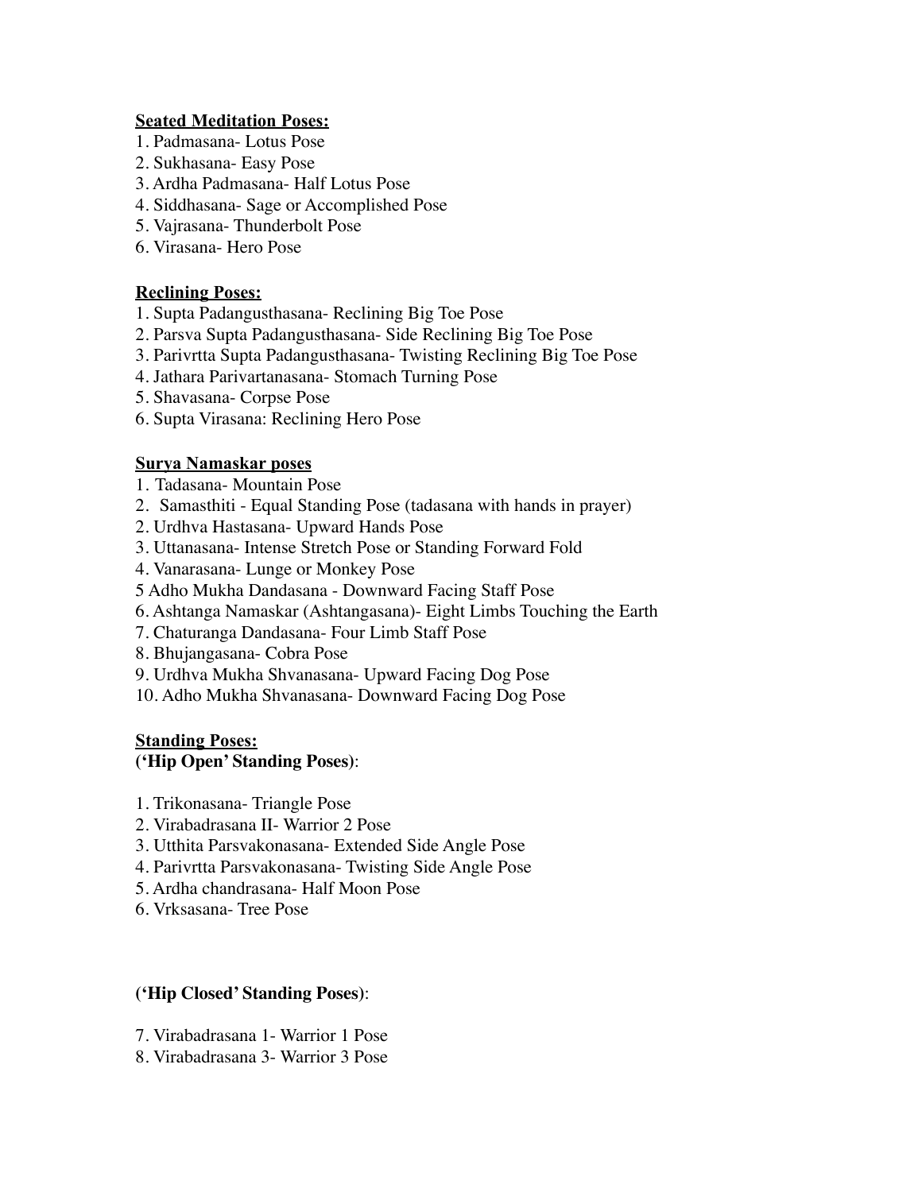**Seated Meditation Poses:**

1. Padmasana- Lotus Pose
2. Sukhasana- Easy Pose
3. Ardha Padmasana- Half Lotus Pose
4. Siddhasana- Sage or Accomplished Pose
5. Vajrasana- Thunderbolt Pose
6. Virasana- Hero Pose

**Reclining Poses:**

1. Supta Padangusthasana- Reclining Big Toe Pose
2. Parsva Supta Padangusthasana- Side Reclining Big Toe Pose
3. Parivrtta Supta Padangusthasana- Twisting Reclining Big Toe Pose
4. Jathara Parivartanasana- Stomach Turning Pose
5. Shavasana- Corpse Pose
6. Supta Virasana: Reclining Hero Pose

**Surya Namaskar poses**

1. Tadasana- Mountain Pose
2. Samasthiti - Equal Standing Pose (tadasana with hands in prayer)
2. Urdhva Hastasana- Upward Hands Pose
3. Uttanasana- Intense Stretch Pose or Standing Forward Fold
4. Vanarasana- Lunge or Monkey Pose
5 Adho Mukha Dandasana - Downward Facing Staff Pose
6. Ashtanga Namaskar (Ashtangasana)- Eight Limbs Touching the Earth
7. Chaturanga Dandasana- Four Limb Staff Pose
8. Bhujangasana- Cobra Pose
9. Urdhva Mukha Shvanasana- Upward Facing Dog Pose
10. Adho Mukha Shvanasana- Downward Facing Dog Pose

**Standing Poses:**
**('Hip Open' Standing Poses)**:

1. Trikonasana- Triangle Pose
2. Virabadrasana II- Warrior 2 Pose
3. Utthita Parsvakonasana- Extended Side Angle Pose
4. Parivrtta Parsvakonasana- Twisting Side Angle Pose
5. Ardha chandrasana- Half Moon Pose
6. Vrksasana- Tree Pose

**('Hip Closed' Standing Poses)**:

7. Virabadrasana 1- Warrior 1 Pose
8. Virabadrasana 3- Warrior 3 Pose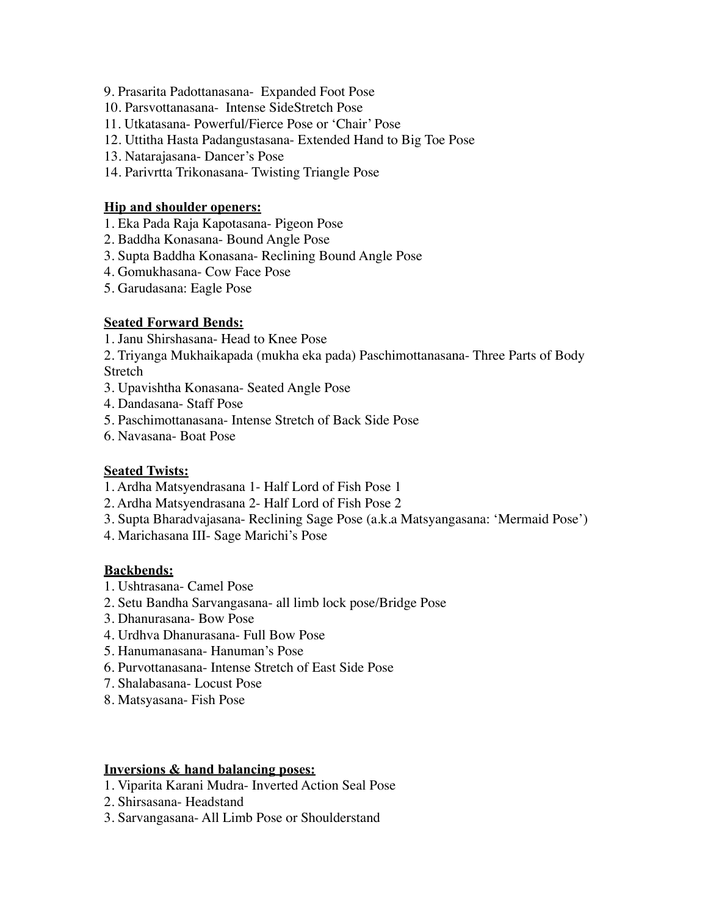9. Prasarita Padottanasana- Expanded Foot Pose
10. Parsvottanasana- Intense SideStretch Pose
11. Utkatasana- Powerful/Fierce Pose or 'Chair' Pose
12. Uttitha Hasta Padangustasana- Extended Hand to Big Toe Pose
13. Natarajasana- Dancer's Pose
14. Parivrtta Trikonasana- Twisting Triangle Pose

**Hip and shoulder openers:**

1. Eka Pada Raja Kapotasana- Pigeon Pose
2. Baddha Konasana- Bound Angle Pose
3. Supta Baddha Konasana- Reclining Bound Angle Pose
4. Gomukhasana- Cow Face Pose
5. Garudasana: Eagle Pose

**Seated Forward Bends:**

1. Janu Shirshasana- Head to Knee Pose
2. Triyanga Mukhaikapada (mukha eka pada) Paschimottanasana- Three Parts of Body Stretch
3. Upavishtha Konasana- Seated Angle Pose
4. Dandasana- Staff Pose
5. Paschimottanasana- Intense Stretch of Back Side Pose
6. Navasana- Boat Pose

**Seated Twists:**

1. Ardha Matsyendrasana 1- Half Lord of Fish Pose 1
2. Ardha Matsyendrasana 2- Half Lord of Fish Pose 2
3. Supta Bharadvajasana- Reclining Sage Pose (a.k.a Matsyangasana: 'Mermaid Pose')
4. Marichasana III- Sage Marichi's Pose

**Backbends:**

1. Ushtrasana- Camel Pose
2. Setu Bandha Sarvangasana- all limb lock pose/Bridge Pose
3. Dhanurasana- Bow Pose
4. Urdhva Dhanurasana- Full Bow Pose
5. Hanumanasana- Hanuman's Pose
6. Purvottanasana- Intense Stretch of East Side Pose
7. Shalabasana- Locust Pose
8. Matsyasana- Fish Pose

**Inversions & hand balancing poses:**

1. Viparita Karani Mudra- Inverted Action Seal Pose
2. Shirsasana- Headstand
3. Sarvangasana- All Limb Pose or Shoulderstand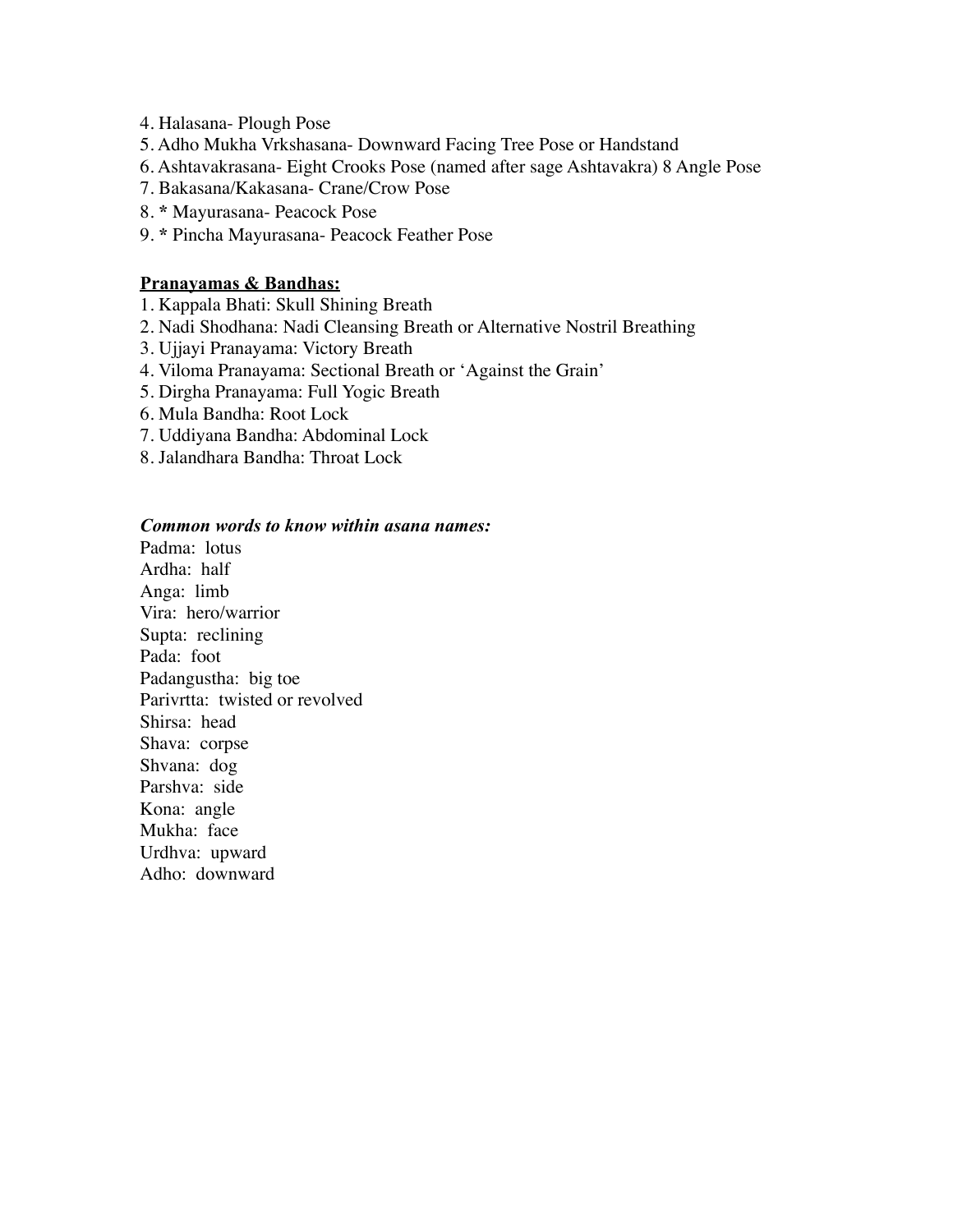4. Halasana- Plough Pose
5. Adho Mukha Vrkshasana- Downward Facing Tree Pose or Handstand
6. Ashtavakrasana- Eight Crooks Pose (named after sage Ashtavakra) 8 Angle Pose
7. Bakasana/Kakasana- Crane/Crow Pose
8. * Mayurasana- Peacock Pose
9. * Pincha Mayurasana- Peacock Feather Pose

**<u>Pranayamas & Bandhas:</u>**

1. Kappala Bhati: Skull Shining Breath
2. Nadi Shodhana: Nadi Cleansing Breath or Alternative Nostril Breathing
3. Ujjayi Pranayama: Victory Breath
4. Viloma Pranayama: Sectional Breath or 'Against the Grain'
5. Dirgha Pranayama: Full Yogic Breath
6. Mula Bandha: Root Lock
7. Uddiyana Bandha: Abdominal Lock
8. Jalandhara Bandha: Throat Lock

***Common words to know within asana names:***

Padma: lotus
Ardha: half
Anga: limb
Vira: hero/warrior
Supta: reclining
Pada: foot
Padangustha: big toe
Parivrtta: twisted or revolved
Shirsa: head
Shava: corpse
Shvana: dog
Parshva: side
Kona: angle
Mukha: face
Urdhva: upward
Adho: downward